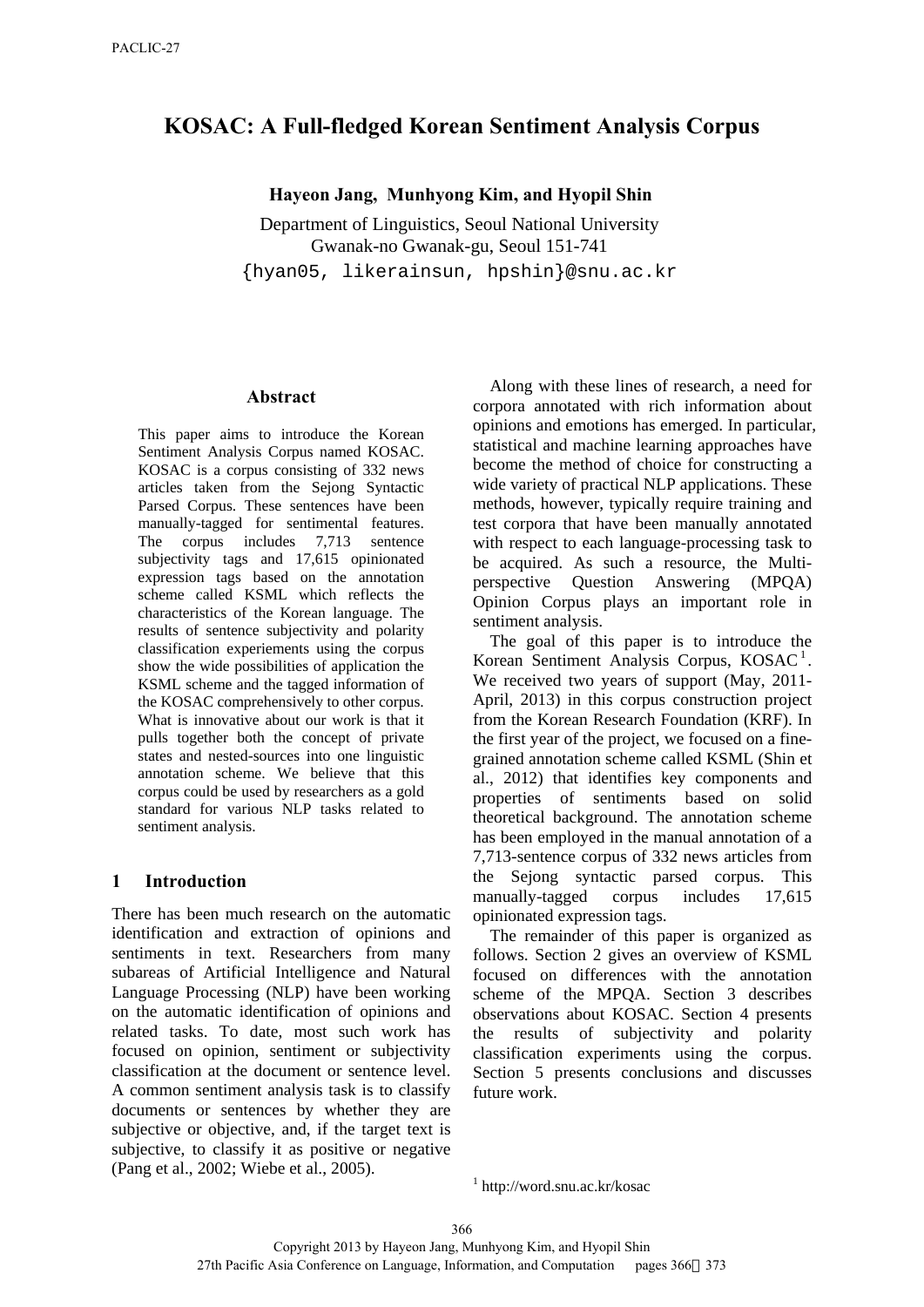# KOSAC: A Full-fledged Korean Sentiment Analysis Corpus

**Hayeon Jang, Munhyong Kim, and Hyopil Shin**

Department of Linguistics, Seoul National University
Gwanak-no Gwanak-gu, Seoul 151-741
{hyan05, likerainsun, hpshin}@snu.ac.kr

## Abstract

This paper aims to introduce the Korean Sentiment Analysis Corpus named KOSAC. KOSAC is a corpus consisting of 332 news articles taken from the Sejong Syntactic Parsed Corpus. These sentences have been manually-tagged for sentimental features. The corpus includes 7,713 sentence subjectivity tags and 17,615 opinionated expression tags based on the annotation scheme called KSML which reflects the characteristics of the Korean language. The results of sentence subjectivity and polarity classification experiements using the corpus show the wide possibilities of application the KSML scheme and the tagged information of the KOSAC comprehensively to other corpus. What is innovative about our work is that it pulls together both the concept of private states and nested-sources into one linguistic annotation scheme. We believe that this corpus could be used by researchers as a gold standard for various NLP tasks related to sentiment analysis.

## 1 Introduction

There has been much research on the automatic identification and extraction of opinions and sentiments in text. Researchers from many subareas of Artificial Intelligence and Natural Language Processing (NLP) have been working on the automatic identification of opinions and related tasks. To date, most such work has focused on opinion, sentiment or subjectivity classification at the document or sentence level. A common sentiment analysis task is to classify documents or sentences by whether they are subjective or objective, and, if the target text is subjective, to classify it as positive or negative (Pang et al., 2002; Wiebe et al., 2005).

Along with these lines of research, a need for corpora annotated with rich information about opinions and emotions has emerged. In particular, statistical and machine learning approaches have become the method of choice for constructing a wide variety of practical NLP applications. These methods, however, typically require training and test corpora that have been manually annotated with respect to each language-processing task to be acquired. As such a resource, the Multi-perspective Question Answering (MPQA) Opinion Corpus plays an important role in sentiment analysis.

The goal of this paper is to introduce the Korean Sentiment Analysis Corpus, KOSAC[1]. We received two years of support (May, 2011-April, 2013) in this corpus construction project from the Korean Research Foundation (KRF). In the first year of the project, we focused on a fine-grained annotation scheme called KSML (Shin et al., 2012) that identifies key components and properties of sentiments based on solid theoretical background. The annotation scheme has been employed in the manual annotation of a 7,713-sentence corpus of 332 news articles from the Sejong syntactic parsed corpus. This manually-tagged corpus includes 17,615 opinionated expression tags.

The remainder of this paper is organized as follows. Section 2 gives an overview of KSML focused on differences with the annotation scheme of the MPQA. Section 3 describes observations about KOSAC. Section 4 presents the results of subjectivity and polarity classification experiments using the corpus. Section 5 presents conclusions and discusses future work.

[1] http://word.snu.ac.kr/kosac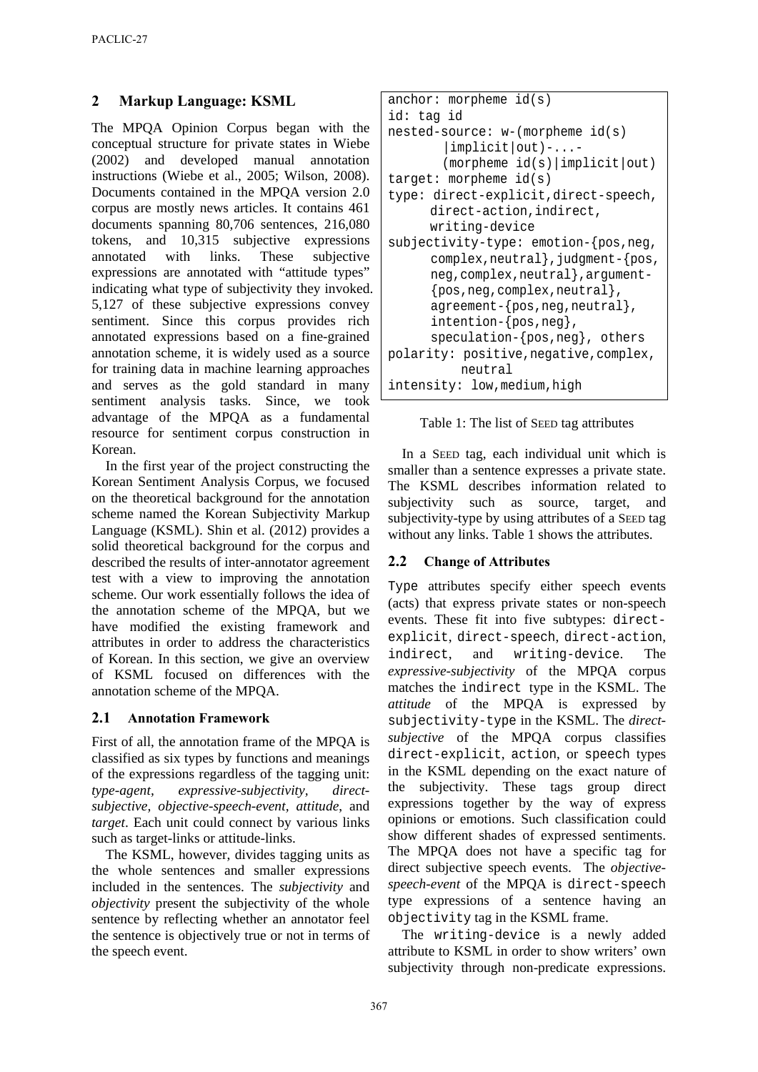## 2 Markup Language: KSML

The MPQA Opinion Corpus began with the conceptual structure for private states in Wiebe (2002) and developed manual annotation instructions (Wiebe et al., 2005; Wilson, 2008). Documents contained in the MPQA version 2.0 corpus are mostly news articles. It contains 461 documents spanning 80,706 sentences, 216,080 tokens, and 10,315 subjective expressions annotated with links. These subjective expressions are annotated with “attitude types” indicating what type of subjectivity they invoked. 5,127 of these subjective expressions convey sentiment. Since this corpus provides rich annotated expressions based on a fine-grained annotation scheme, it is widely used as a source for training data in machine learning approaches and serves as the gold standard in many sentiment analysis tasks. Since, we took advantage of the MPQA as a fundamental resource for sentiment corpus construction in Korean.

In the first year of the project constructing the Korean Sentiment Analysis Corpus, we focused on the theoretical background for the annotation scheme named the Korean Subjectivity Markup Language (KSML). Shin et al. (2012) provides a solid theoretical background for the corpus and described the results of inter-annotator agreement test with a view to improving the annotation scheme. Our work essentially follows the idea of the annotation scheme of the MPQA, but we have modified the existing framework and attributes in order to address the characteristics of Korean. In this section, we give an overview of KSML focused on differences with the annotation scheme of the MPQA.

### 2.1 Annotation Framework

First of all, the annotation frame of the MPQA is classified as six types by functions and meanings of the expressions regardless of the tagging unit: *type-agent, expressive-subjectivity, direct-subjective, objective-speech-event, attitude,* and *target*. Each unit could connect by various links such as target-links or attitude-links.

The KSML, however, divides tagging units as the whole sentences and smaller expressions included in the sentences. The *subjectivity* and *objectivity* present the subjectivity of the whole sentence by reflecting whether an annotator feel the sentence is objectively true or not in terms of the speech event.

```
anchor: morpheme id(s)
id: tag id
nested-source: w-(morpheme id(s)
        |implicit|out)-...-
        (morpheme id(s)|implicit|out)
target: morpheme id(s)
type: direct-explicit,direct-speech,
      direct-action,indirect,
      writing-device
subjectivity-type: emotion-{pos,neg,
      complex,neutral},judgment-{pos,
      neg,complex,neutral},argument-
      {pos,neg,complex,neutral},
      agreement-{pos,neg,neutral},
      intention-{pos,neg},
      speculation-{pos,neg}, others
polarity: positive,negative,complex,
         neutral
intensity: low,medium,high
```

Table 1: The list of SEED tag attributes

In a SEED tag, each individual unit which is smaller than a sentence expresses a private state. The KSML describes information related to subjectivity such as source, target, and subjectivity-type by using attributes of a SEED tag without any links. Table 1 shows the attributes.

### 2.2 Change of Attributes

`Type` attributes specify either speech events (acts) that express private states or non-speech events. These fit into five subtypes: `direct-explicit`, `direct-speech`, `direct-action`, `indirect`, and `writing-device`. The *expressive-subjectivity* of the MPQA corpus matches the `indirect` type in the KSML. The *attitude* of the MPQA is expressed by `subjectivity-type` in the KSML. The *direct-subjective* of the MPQA corpus classifies `direct-explicit`, `action`, or `speech` types in the KSML depending on the exact nature of the subjectivity. These tags group direct expressions together by the way of express opinions or emotions. Such classification could show different shades of expressed sentiments. The MPQA does not have a specific tag for direct subjective speech events. The *objective-speech-event* of the MPQA is `direct-speech` type expressions of a sentence having an `objectivity` tag in the KSML frame.

The `writing-device` is a newly added attribute to KSML in order to show writers’ own subjectivity through non-predicate expressions.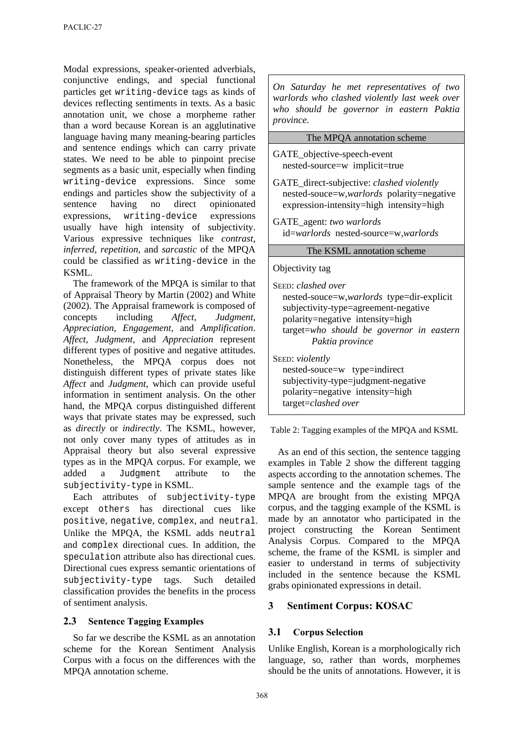Modal expressions, speaker-oriented adverbials, conjunctive endings, and special functional particles get `writing-device` tags as kinds of devices reflecting sentiments in texts. As a basic annotation unit, we chose a morpheme rather than a word because Korean is an agglutinative language having many meaning-bearing particles and sentence endings which can carry private states. We need to be able to pinpoint precise segments as a basic unit, especially when finding `writing-device` expressions. Since some endings and particles show the subjectivity of a sentence having no direct opinionated expressions, `writing-device` expressions usually have high intensity of subjectivity. Various expressive techniques like *contrast, inferred, repetition*, and *sarcastic* of the MPQA could be classified as `writing-device` in the KSML.

The framework of the MPQA is similar to that of Appraisal Theory by Martin (2002) and White (2002). The Appraisal framework is composed of concepts including *Affect, Judgment, Appreciation, Engagement*, and *Amplification*. *Affect, Judgment*, and *Appreciation* represent different types of positive and negative attitudes. Nonetheless, the MPQA corpus does not distinguish different types of private states like *Affect* and *Judgment*, which can provide useful information in sentiment analysis. On the other hand, the MPQA corpus distinguished different ways that private states may be expressed, such as *directly* or *indirectly*. The KSML, however, not only cover many types of attitudes as in Appraisal theory but also several expressive types as in the MPQA corpus. For example, we added a `Judgment` attribute to the `subjectivity-type` in KSML.

Each attributes of `subjectivity-type` except `others` has directional cues like `positive`, `negative`, `complex`, and `neutral`. Unlike the MPQA, the KSML adds `neutral` and `complex` directional cues. In addition, the `speculation` attribute also has directional cues. Directional cues express semantic orientations of `subjectivity-type` tags. Such detailed classification provides the benefits in the process of sentiment analysis.

### 2.3 Sentence Tagging Examples

So far we describe the KSML as an annotation scheme for the Korean Sentiment Analysis Corpus with a focus on the differences with the MPQA annotation scheme.

| *On Saturday he met representatives of two warlords who clashed violently last week over who should be governor in eastern Paktia province.* |
|---|
| **The MPQA annotation scheme** |
| GATE_objective-speech-event<br>nested-source=w implicit=true |
| GATE_direct-subjective: *clashed violently*<br>nested-souce=w,*warlords* polarity=negative<br>expression-intensity=high intensity=high |
| GATE_agent: *two warlords*<br>id=*warlords* nested-source=w,*warlords* |
| **The KSML annotation scheme** |
| Objectivity tag |
| SEED: *clashed over*<br>nested-souce=w,*warlords* type=dir-explicit<br>subjectivity-type=agreement-negative<br>polarity=negative intensity=high<br>target=*who should be governor in eastern Paktia province* |
| SEED: *violently*<br>nested-souce=w type=indirect<br>subjectivity-type=judgment-negative<br>polarity=negative intensity=high<br>target=*clashed over* |

Table 2: Tagging examples of the MPQA and KSML

As an end of this section, the sentence tagging examples in Table 2 show the different tagging aspects according to the annotation schemes. The sample sentence and the example tags of the MPQA are brought from the existing MPQA corpus, and the tagging example of the KSML is made by an annotator who participated in the project constructing the Korean Sentiment Analysis Corpus. Compared to the MPQA scheme, the frame of the KSML is simpler and easier to understand in terms of subjectivity included in the sentence because the KSML grabs opinionated expressions in detail.

## 3 Sentiment Corpus: KOSAC

### 3.1 Corpus Selection

Unlike English, Korean is a morphologically rich language, so, rather than words, morphemes should be the units of annotations. However, it is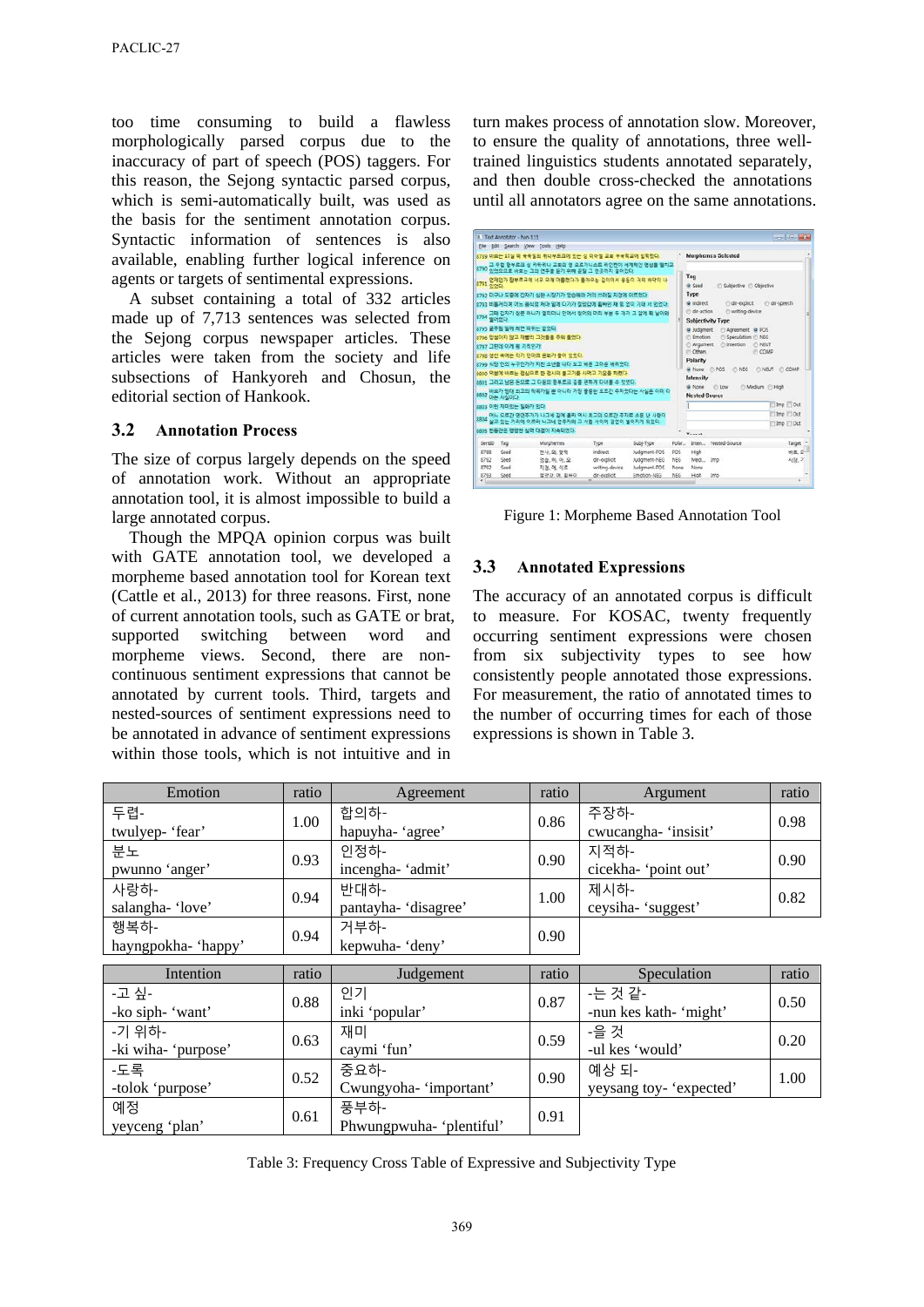too time consuming to build a flawless morphologically parsed corpus due to the inaccuracy of part of speech (POS) taggers. For this reason, the Sejong syntactic parsed corpus, which is semi-automatically built, was used as the basis for the sentiment annotation corpus. Syntactic information of sentences is also available, enabling further logical inference on agents or targets of sentimental expressions.

A subset containing a total of 332 articles made up of 7,713 sentences was selected from the Sejong corpus newspaper articles. These articles were taken from the society and life subsections of Hankyoreh and Chosun, the editorial section of Hankook.

### 3.2 Annotation Process

The size of corpus largely depends on the speed of annotation work. Without an appropriate annotation tool, it is almost impossible to build a large annotated corpus.

Though the MPQA opinion corpus was built with GATE annotation tool, we developed a morpheme based annotation tool for Korean text (Cattle et al., 2013) for three reasons. First, none of current annotation tools, such as GATE or brat, supported switching between word and morpheme views. Second, there are non-continuous sentiment expressions that cannot be annotated by current tools. Third, targets and nested-sources of sentiment expressions need to be annotated in advance of sentiment expressions within those tools, which is not intuitive and in turn makes process of annotation slow. Moreover, to ensure the quality of annotations, three well-trained linguistics students annotated separately, and then double cross-checked the annotations until all annotators agree on the same annotations.

Figure 1: Morpheme Based Annotation Tool

### 3.3 Annotated Expressions

The accuracy of an annotated corpus is difficult to measure. For KOSAC, twenty frequently occurring sentiment expressions were chosen from six subjectivity types to see how consistently people annotated those expressions. For measurement, the ratio of annotated times to the number of occurring times for each of those expressions is shown in Table 3.

| Emotion | ratio | Agreement | ratio | Argument | ratio |
|---|---|---|---|---|---|
| 두렵- twulyep- 'fear' | 1.00 | 합의하- hapuyha- 'agree' | 0.86 | 주장하- cwucangha- 'insisit' | 0.98 |
| 분노 pwunno 'anger' | 0.93 | 인정하- incengha- 'admit' | 0.90 | 지적하- cicekha- 'point out' | 0.90 |
| 사랑하- salangha- 'love' | 0.94 | 반대하- pantayha- 'disagree' | 1.00 | 제시하- ceysiha- 'suggest' | 0.82 |
| 행복하- hayngpokha- 'happy' | 0.94 | 거부하- kepwuha- 'deny' | 0.90 | | |
| **Intention** | **ratio** | **Judgement** | **ratio** | **Speculation** | **ratio** |
| -고 싶- -ko siph- 'want' | 0.88 | 인기 inki 'popular' | 0.87 | -는 것 같- -nun kes kath- 'might' | 0.50 |
| -기 위하- -ki wiha- 'purpose' | 0.63 | 재미 caymi 'fun' | 0.59 | -을 것 -ul kes 'would' | 0.20 |
| -도록 -tolok 'purpose' | 0.52 | 중요하- Cwungyoha- 'important' | 0.90 | 예상 되- yeysang toy- 'expected' | 1.00 |
| 예정 yeyceng 'plan' | 0.61 | 풍부하- Phwungpwuha- 'plentiful' | 0.91 | | |

Table 3: Frequency Cross Table of Expressive and Subjectivity Type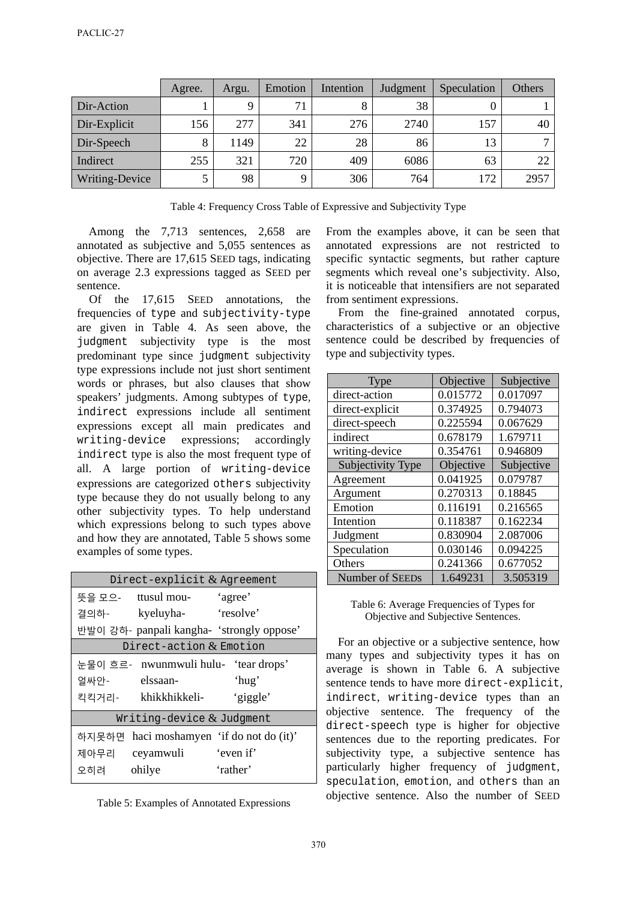| | Agree. | Argu. | Emotion | Intention | Judgment | Speculation | Others |
|---|---|---|---|---|---|---|---|
| Dir-Action | 1 | 9 | 71 | 8 | 38 | 0 | 1 |
| Dir-Explicit | 156 | 277 | 341 | 276 | 2740 | 157 | 40 |
| Dir-Speech | 8 | 1149 | 22 | 28 | 86 | 13 | 7 |
| Indirect | 255 | 321 | 720 | 409 | 6086 | 63 | 22 |
| Writing-Device | 5 | 98 | 9 | 306 | 764 | 172 | 2957 |

Table 4: Frequency Cross Table of Expressive and Subjectivity Type

Among the 7,713 sentences, 2,658 are annotated as subjective and 5,055 sentences as objective. There are 17,615 SEED tags, indicating on average 2.3 expressions tagged as SEED per sentence.

Of the 17,615 SEED annotations, the frequencies of `type` and `subjectivity-type` are given in Table 4. As seen above, the `judgment` subjectivity type is the most predominant type since `judgment` subjectivity type expressions include not just short sentiment words or phrases, but also clauses that show speakers' judgments. Among subtypes of `type`, `indirect` expressions include all sentiment expressions except all main predicates and `writing-device` expressions; accordingly `indirect` type is also the most frequent type of all. A large portion of `writing-device` expressions are categorized `others` subjectivity type because they do not usually belong to any other subjectivity types. To help understand which expressions belong to such types above and how they are annotated, Table 5 shows some examples of some types.

| Direct-explicit & Agreement | | |
|---|---|---|
| 뜻을 모으- | ttusul mou- | 'agree' |
| 결의하- | kyeluyha- | 'resolve' |
| 반발이 강하- | panpali kangha- | 'strongly oppose' |
| **Direct-action & Emotion** | | |
| 눈물이 흐르- | nwunmwuli hulu- | 'tear drops' |
| 얼싸안- | elssaan- | 'hug' |
| 킥킥거리- | khikkhikkeli- | 'giggle' |
| **Writing-device & Judgment** | | |
| 하지못하면 | haci moshamyen | 'if do not do (it)' |
| 제아무리 | ceyamwuli | 'even if' |
| 오히려 | ohilye | 'rather' |

Table 5: Examples of Annotated Expressions

From the examples above, it can be seen that annotated expressions are not restricted to specific syntactic segments, but rather capture segments which reveal one's subjectivity. Also, it is noticeable that intensifiers are not separated from sentiment expressions.

From the fine-grained annotated corpus, characteristics of a subjective or an objective sentence could be described by frequencies of type and subjectivity types.

| Type | Objective | Subjective |
|---|---|---|
| direct-action | 0.015772 | 0.017097 |
| direct-explicit | 0.374925 | 0.794073 |
| direct-speech | 0.225594 | 0.067629 |
| indirect | 0.678179 | 1.679711 |
| writing-device | 0.354761 | 0.946809 |
| **Subjectivity Type** | **Objective** | **Subjective** |
| Agreement | 0.041925 | 0.079787 |
| Argument | 0.270313 | 0.18845 |
| Emotion | 0.116191 | 0.216565 |
| Intention | 0.118387 | 0.162234 |
| Judgment | 0.830904 | 2.087006 |
| Speculation | 0.030146 | 0.094225 |
| Others | 0.241366 | 0.677052 |
| Number of SEEDs | 1.649231 | 3.505319 |

Table 6: Average Frequencies of Types for Objective and Subjective Sentences.

For an objective or a subjective sentence, how many types and subjectivity types it has on average is shown in Table 6. A subjective sentence tends to have more `direct-explicit`, `indirect`, `writing-device` types than an objective sentence. The frequency of the `direct-speech` type is higher for objective sentences due to the reporting predicates. For subjectivity type, a subjective sentence has particularly higher frequency of `judgment`, `speculation`, `emotion`, and `others` than an objective sentence. Also the number of SEED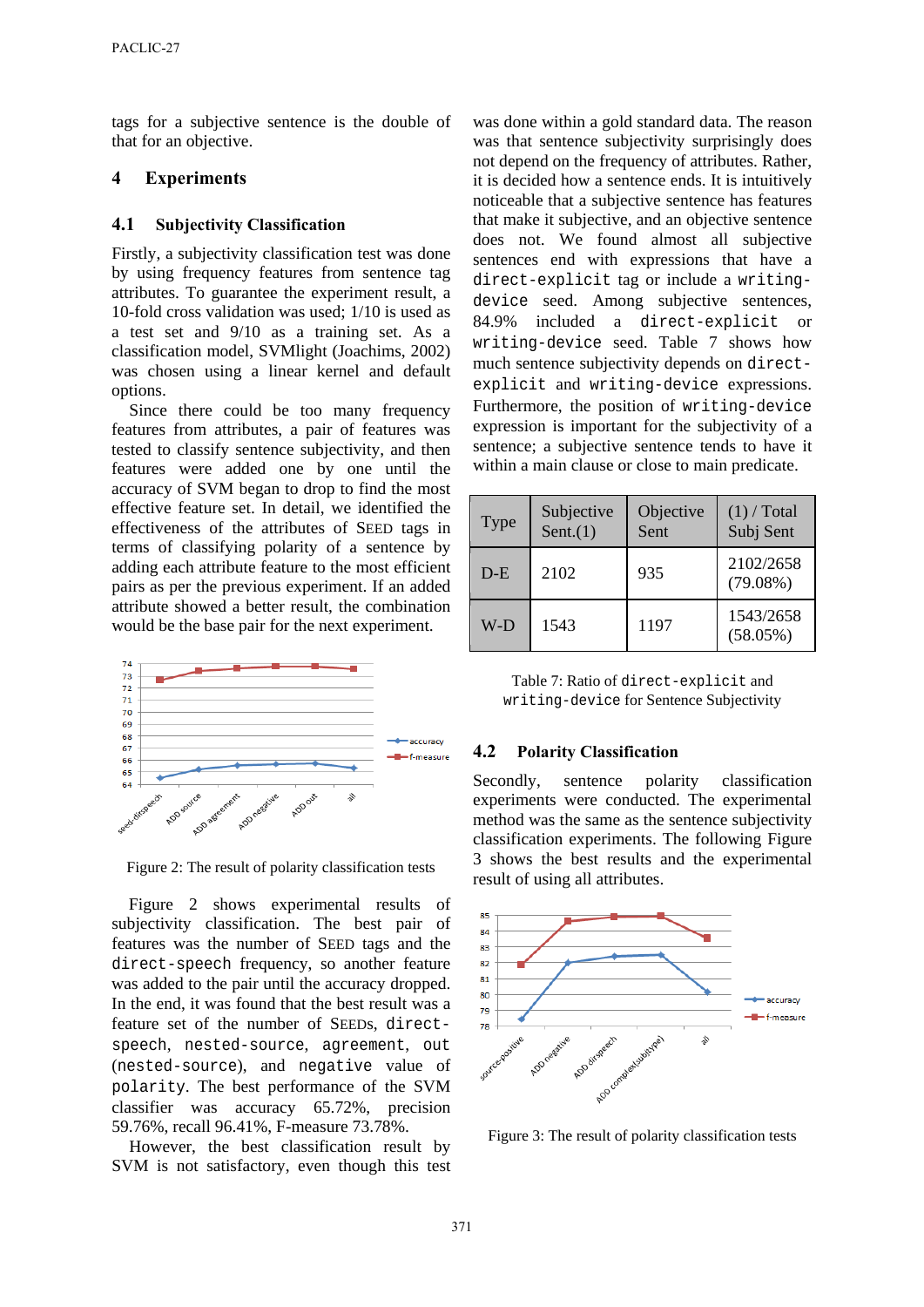tags for a subjective sentence is the double of that for an objective.

# 4 Experiments

## 4.1 Subjectivity Classification

Firstly, a subjectivity classification test was done by using frequency features from sentence tag attributes. To guarantee the experiment result, a 10-fold cross validation was used; 1/10 is used as a test set and 9/10 as a training set. As a classification model, SVMlight (Joachims, 2002) was chosen using a linear kernel and default options.

Since there could be too many frequency features from attributes, a pair of features was tested to classify sentence subjectivity, and then features were added one by one until the accuracy of SVM began to drop to find the most effective feature set. In detail, we identified the effectiveness of the attributes of SEED tags in terms of classifying polarity of a sentence by adding each attribute feature to the most efficient pairs as per the previous experiment. If an added attribute showed a better result, the combination would be the base pair for the next experiment.

Figure 2: The result of polarity classification tests

Figure 2 shows experimental results of subjectivity classification. The best pair of features was the number of SEED tags and the `direct-speech` frequency, so another feature was added to the pair until the accuracy dropped. In the end, it was found that the best result was a feature set of the number of SEEDs, `direct-speech`, `nested-source`, `agreement`, `out (nested-source)`, and `negative` value of `polarity`. The best performance of the SVM classifier was accuracy 65.72%, precision 59.76%, recall 96.41%, F-measure 73.78%.

However, the best classification result by SVM is not satisfactory, even though this test was done within a gold standard data. The reason was that sentence subjectivity surprisingly does not depend on the frequency of attributes. Rather, it is decided how a sentence ends. It is intuitively noticeable that a subjective sentence has features that make it subjective, and an objective sentence does not. We found almost all subjective sentences end with expressions that have a `direct-explicit` tag or include a `writing-device` seed. Among subjective sentences, 84.9% included a `direct-explicit` or `writing-device` seed. Table 7 shows how much sentence subjectivity depends on `direct-explicit` and `writing-device` expressions. Furthermore, the position of `writing-device` expression is important for the subjectivity of a sentence; a subjective sentence tends to have it within a main clause or close to main predicate.

| Type | Subjective Sent.(1) | Objective Sent | (1) / Total Subj Sent |
|---|---|---|---|
| D-E | 2102 | 935 | 2102/2658 (79.08%) |
| W-D | 1543 | 1197 | 1543/2658 (58.05%) |

Table 7: Ratio of `direct-explicit` and `writing-device` for Sentence Subjectivity

## 4.2 Polarity Classification

Secondly, sentence polarity classification experiments were conducted. The experimental method was the same as the sentence subjectivity classification experiments. The following Figure 3 shows the best results and the experimental result of using all attributes.

Figure 3: The result of polarity classification tests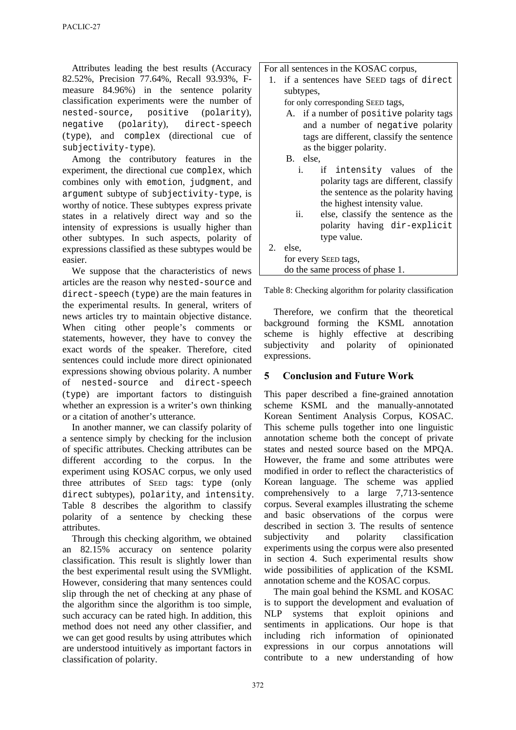Attributes leading the best results (Accuracy 82.52%, Precision 77.64%, Recall 93.93%, F-measure 84.96%) in the sentence polarity classification experiments were the number of `nested-source`, `positive` (`polarity`), `negative` (`polarity`), `direct-speech` (`type`), and `complex` (directional cue of `subjectivity-type`).

Among the contributory features in the experiment, the directional cue `complex`, which combines only with `emotion`, `judgment`, and `argument` subtype of `subjectivity-type`, is worthy of notice. These subtypes express private states in a relatively direct way and so the intensity of expressions is usually higher than other subtypes. In such aspects, polarity of expressions classified as these subtypes would be easier.

We suppose that the characteristics of news articles are the reason why `nested-source` and `direct-speech` (`type`) are the main features in the experimental results. In general, writers of news articles try to maintain objective distance. When citing other people's comments or statements, however, they have to convey the exact words of the speaker. Therefore, cited sentences could include more direct opinionated expressions showing obvious polarity. A number of `nested-source` and `direct-speech` (`type`) are important factors to distinguish whether an expression is a writer's own thinking or a citation of another's utterance.

In another manner, we can classify polarity of a sentence simply by checking for the inclusion of specific attributes. Checking attributes can be different according to the corpus. In the experiment using KOSAC corpus, we only used three attributes of SEED tags: `type` (only `direct` subtypes), `polarity`, and `intensity`. Table 8 describes the algorithm to classify polarity of a sentence by checking these attributes.

Through this checking algorithm, we obtained an 82.15% accuracy on sentence polarity classification. This result is slightly lower than the best experimental result using the SVMlight. However, considering that many sentences could slip through the net of checking at any phase of the algorithm since the algorithm is too simple, such accuracy can be rated high. In addition, this method does not need any other classifier, and we can get good results by using attributes which are understood intuitively as important factors in classification of polarity.

For all sentences in the KOSAC corpus,

1. if a sentences have SEED tags of `direct` subtypes,
   for only corresponding SEED tags,
   A. if a number of `positive` polarity tags and a number of `negative` polarity tags are different, classify the sentence as the bigger polarity.
   B. else,
      i. if `intensity` values of the polarity tags are different, classify the sentence as the polarity having the highest intensity value.
      ii. else, classify the sentence as the polarity having `dir-explicit` type value.
2. else,
   for every SEED tags,
   do the same process of phase 1.

Table 8: Checking algorithm for polarity classification

Therefore, we confirm that the theoretical background forming the KSML annotation scheme is highly effective at describing subjectivity and polarity of opinionated expressions.

## 5 Conclusion and Future Work

This paper described a fine-grained annotation scheme KSML and the manually-annotated Korean Sentiment Analysis Corpus, KOSAC. This scheme pulls together into one linguistic annotation scheme both the concept of private states and nested source based on the MPQA. However, the frame and some attributes were modified in order to reflect the characteristics of Korean language. The scheme was applied comprehensively to a large 7,713-sentence corpus. Several examples illustrating the scheme and basic observations of the corpus were described in section 3. The results of sentence subjectivity and polarity classification experiments using the corpus were also presented in section 4. Such experimental results show wide possibilities of application of the KSML annotation scheme and the KOSAC corpus.

The main goal behind the KSML and KOSAC is to support the development and evaluation of NLP systems that exploit opinions and sentiments in applications. Our hope is that including rich information of opinionated expressions in our corpus annotations will contribute to a new understanding of how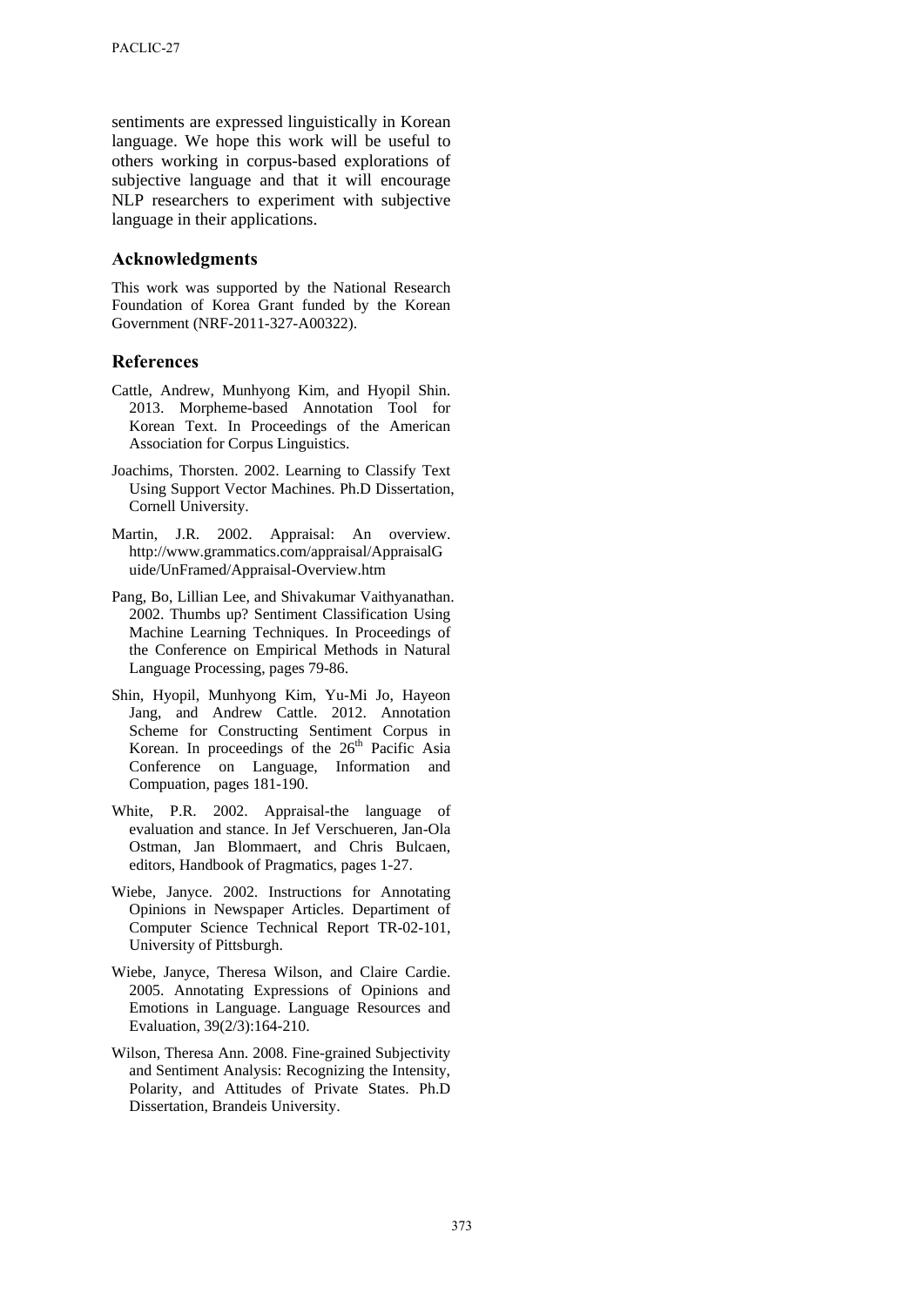sentiments are expressed linguistically in Korean language. We hope this work will be useful to others working in corpus-based explorations of subjective language and that it will encourage NLP researchers to experiment with subjective language in their applications.

## Acknowledgments

This work was supported by the National Research Foundation of Korea Grant funded by the Korean Government (NRF-2011-327-A00322).

## References

Cattle, Andrew, Munhyong Kim, and Hyopil Shin. 2013. Morpheme-based Annotation Tool for Korean Text. In Proceedings of the American Association for Corpus Linguistics.

Joachims, Thorsten. 2002. Learning to Classify Text Using Support Vector Machines. Ph.D Dissertation, Cornell University.

Martin, J.R. 2002. Appraisal: An overview. http://www.grammatics.com/appraisal/AppraisalGuide/UnFramed/Appraisal-Overview.htm

Pang, Bo, Lillian Lee, and Shivakumar Vaithyanathan. 2002. Thumbs up? Sentiment Classification Using Machine Learning Techniques. In Proceedings of the Conference on Empirical Methods in Natural Language Processing, pages 79-86.

Shin, Hyopil, Munhyong Kim, Yu-Mi Jo, Hayeon Jang, and Andrew Cattle. 2012. Annotation Scheme for Constructing Sentiment Corpus in Korean. In proceedings of the 26th Pacific Asia Conference on Language, Information and Compuation, pages 181-190.

White, P.R. 2002. Appraisal-the language of evaluation and stance. In Jef Verschueren, Jan-Ola Ostman, Jan Blommaert, and Chris Bulcaen, editors, Handbook of Pragmatics, pages 1-27.

Wiebe, Janyce. 2002. Instructions for Annotating Opinions in Newspaper Articles. Department of Computer Science Technical Report TR-02-101, University of Pittsburgh.

Wiebe, Janyce, Theresa Wilson, and Claire Cardie. 2005. Annotating Expressions of Opinions and Emotions in Language. Language Resources and Evaluation, 39(2/3):164-210.

Wilson, Theresa Ann. 2008. Fine-grained Subjectivity and Sentiment Analysis: Recognizing the Intensity, Polarity, and Attitudes of Private States. Ph.D Dissertation, Brandeis University.